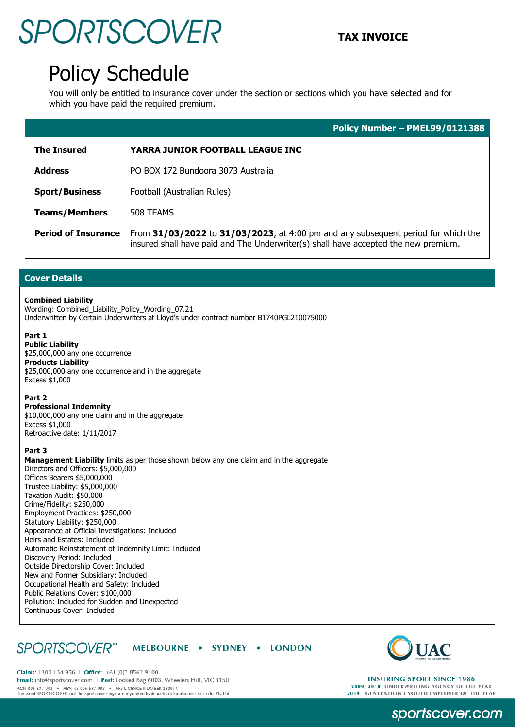SPORTSCOVER

**TAX INVOICE**

# Policy Schedule

You will only be entitled to insurance cover under the section or sections which you have selected and for which you have paid the required premium.

**Policy Number – PMEL99/0121388**

| | |
|---|---|
| **The Insured** | **YARRA JUNIOR FOOTBALL LEAGUE INC** |
| **Address** | PO BOX 172 Bundoora 3073 Australia |
| **Sport/Business** | Football (Australian Rules) |
| **Teams/Members** | 508 TEAMS |
| **Period of Insurance** | From **31/03/2022** to **31/03/2023**, at 4:00 pm and any subsequent period for which the insured shall have paid and The Underwriter(s) shall have accepted the new premium. |

## Cover Details

**Combined Liability**
Wording: Combined_Liability_Policy_Wording_07.21
Underwritten by Certain Underwriters at Lloyd's under contract number B1740PGL210075000

**Part 1**
**Public Liability**
$25,000,000 any one occurrence
**Products Liability**
$25,000,000 any one occurrence and in the aggregate
Excess $1,000

**Part 2**
**Professional Indemnity**
$10,000,000 any one claim and in the aggregate
Excess $1,000
Retroactive date: 1/11/2017

**Part 3**
**Management Liability** limits as per those shown below any one claim and in the aggregate
Directors and Officers: $5,000,000
Offices Bearers $5,000,000
Trustee Liability: $5,000,000
Taxation Audit: $50,000
Crime/Fidelity: $250,000
Employment Practices: $250,000
Statutory Liability: $250,000
Appearance at Official Investigations: Included
Heirs and Estates: Included
Automatic Reinstatement of Indemnity Limit: Included
Discovery Period: Included
Outside Directorship Cover: Included
New and Former Subsidiary: Included
Occupational Health and Safety: Included
Public Relations Cover: $100,000
Pollution: Included for Sudden and Unexpected
Continuous Cover: Included

SPORTSCOVER™ MELBOURNE • SYDNEY • LONDON

**Claims:** 1300 134 956 | **Office:** +61 (0)3 8562 9100
**Email:** info@sportscover.com | **Post:** Locked Bag 6003, Wheelers Hill, VIC 3150
ACN 006 637 903 • ABN 43 006 637 903 • AFS LICENCE NUMBER 230914
The word SPORTSCOVER and the Sportscover logo are registered trademarks of Sportscover Australia Pty Ltd.

UAC
INSURING SPORT SINCE 1986
2009, 2010 UNDERWRITING AGENCY OF THE YEAR
2014 GENERATION I YOUTH EMPLOYER OF THE YEAR

sportscover.com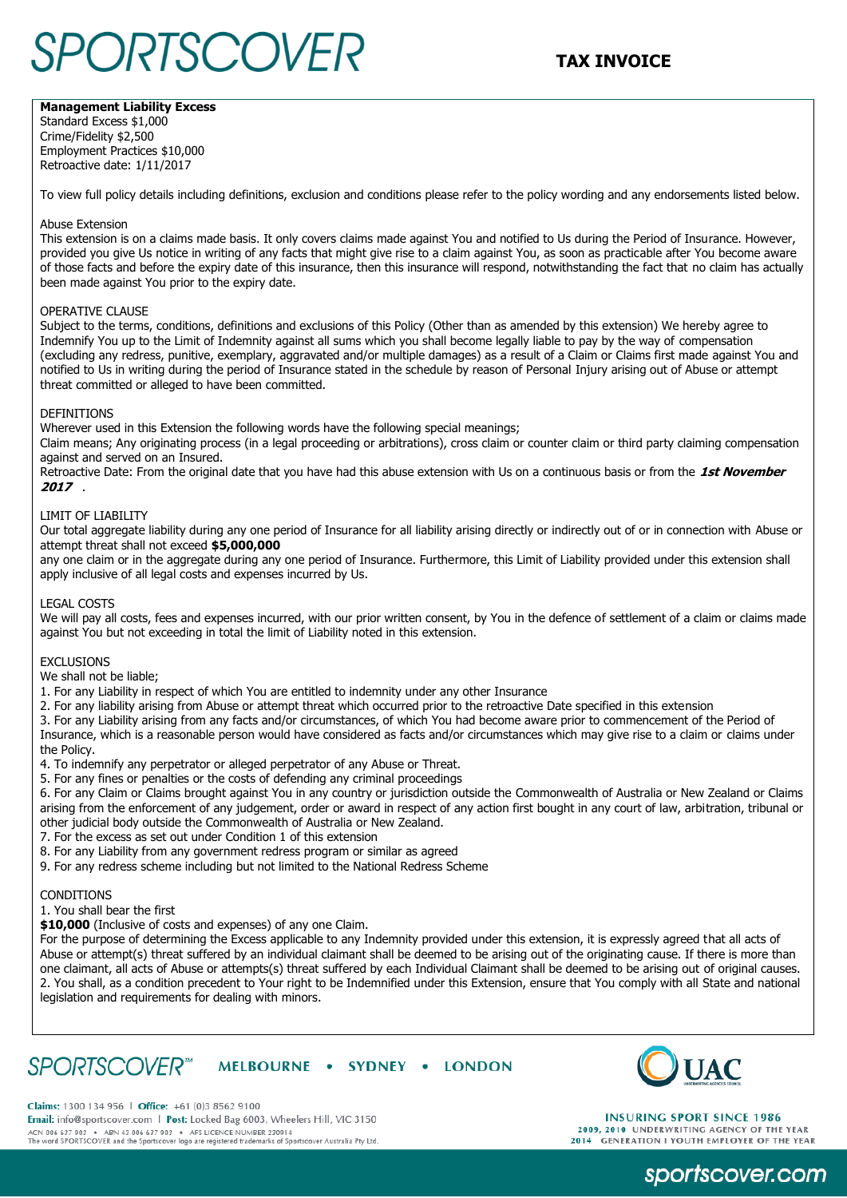**Management Liability Excess**
Standard Excess $1,000
Crime/Fidelity $2,500
Employment Practices $10,000
Retroactive date: 1/11/2017

To view full policy details including definitions, exclusion and conditions please refer to the policy wording and any endorsements listed below.

Abuse Extension
This extension is on a claims made basis. It only covers claims made against You and notified to Us during the Period of Insurance. However, provided you give Us notice in writing of any facts that might give rise to a claim against You, as soon as practicable after You become aware of those facts and before the expiry date of this insurance, then this insurance will respond, notwithstanding the fact that no claim has actually been made against You prior to the expiry date.

OPERATIVE CLAUSE
Subject to the terms, conditions, definitions and exclusions of this Policy (Other than as amended by this extension) We hereby agree to Indemnify You up to the Limit of Indemnity against all sums which you shall become legally liable to pay by the way of compensation (excluding any redress, punitive, exemplary, aggravated and/or multiple damages) as a result of a Claim or Claims first made against You and notified to Us in writing during the period of Insurance stated in the schedule by reason of Personal Injury arising out of Abuse or attempt threat committed or alleged to have been committed.

DEFINITIONS
Wherever used in this Extension the following words have the following special meanings;
Claim means; Any originating process (in a legal proceeding or arbitrations), cross claim or counter claim or third party claiming compensation against and served on an Insured.
Retroactive Date: From the original date that you have had this abuse extension with Us on a continuous basis or from the ***1st November 2017*** .

LIMIT OF LIABILITY
Our total aggregate liability during any one period of Insurance for all liability arising directly or indirectly out of or in connection with Abuse or attempt threat shall not exceed **$5,000,000**
any one claim or in the aggregate during any one period of Insurance. Furthermore, this Limit of Liability provided under this extension shall apply inclusive of all legal costs and expenses incurred by Us.

LEGAL COSTS
We will pay all costs, fees and expenses incurred, with our prior written consent, by You in the defence of settlement of a claim or claims made against You but not exceeding in total the limit of Liability noted in this extension.

EXCLUSIONS
We shall not be liable;
1. For any Liability in respect of which You are entitled to indemnity under any other Insurance
2. For any liability arising from Abuse or attempt threat which occurred prior to the retroactive Date specified in this extension
3. For any Liability arising from any facts and/or circumstances, of which You had become aware prior to commencement of the Period of Insurance, which is a reasonable person would have considered as facts and/or circumstances which may give rise to a claim or claims under the Policy.
4. To indemnify any perpetrator or alleged perpetrator of any Abuse or Threat.
5. For any fines or penalties or the costs of defending any criminal proceedings
6. For any Claim or Claims brought against You in any country or jurisdiction outside the Commonwealth of Australia or New Zealand or Claims arising from the enforcement of any judgement, order or award in respect of any action first bought in any court of law, arbitration, tribunal or other judicial body outside the Commonwealth of Australia or New Zealand.
7. For the excess as set out under Condition 1 of this extension
8. For any Liability from any government redress program or similar as agreed
9. For any redress scheme including but not limited to the National Redress Scheme

CONDITIONS
1. You shall bear the first
**$10,000** (Inclusive of costs and expenses) of any one Claim.
For the purpose of determining the Excess applicable to any Indemnity provided under this extension, it is expressly agreed that all acts of Abuse or attempt(s) threat suffered by an individual claimant shall be deemed to be arising out of the originating cause. If there is more than one claimant, all acts of Abuse or attempts(s) threat suffered by each Individual Claimant shall be deemed to be arising out of original causes.
2. You shall, as a condition precedent to Your right to be Indemnified under this Extension, ensure that You comply with all State and national legislation and requirements for dealing with minors.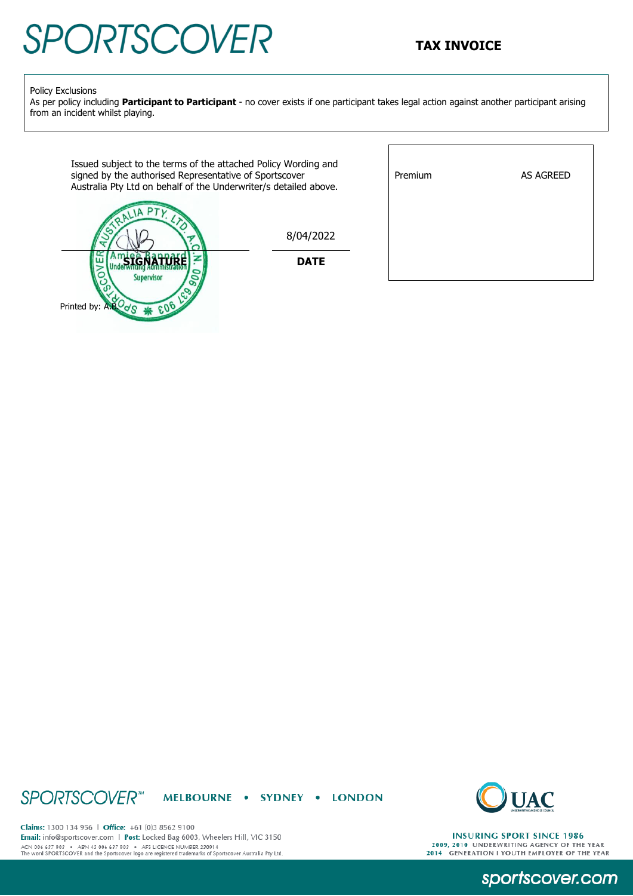# SPORTSCOVER

**TAX INVOICE**

Policy Exclusions
As per policy including **Participant to Participant** - no cover exists if one participant takes legal action against another participant arising from an incident whilst playing.

Issued subject to the terms of the attached Policy Wording and signed by the authorised Representative of Sportscover Australia Pty Ltd on behalf of the Underwriter/s detailed above.

SPORTSCOVER AUSTRALIA PTY. LTD. A.C.N. 006 637 903
Amiee Rappard
Underwriting Administration
Supervisor

**SIGNATURE**

8/04/2022

**DATE**

Printed by: A.B.

| | |
|---|---|
| Premium | AS AGREED |

SPORTSCOVER™ MELBOURNE • SYDNEY • LONDON

**Claims:** 1300 134 956 | **Office:** +61 (0)3 8562 9100
**Email:** info@sportscover.com | **Post:** Locked Bag 6003, Wheelers Hill, VIC 3150
ACN 006 637 903 • ABN 43 006 637 903 • AFS LICENCE NUMBER 230914
The word SPORTSCOVER and the Sportscover logo are registered trademarks of Sportscover Australia Pty Ltd.

UAC UNDERWRITING AGENCIES COUNCIL

INSURING SPORT SINCE 1986
2009, 2010 UNDERWRITING AGENCY OF THE YEAR
2014 GENERATION I YOUTH EMPLOYER OF THE YEAR

sportscover.com